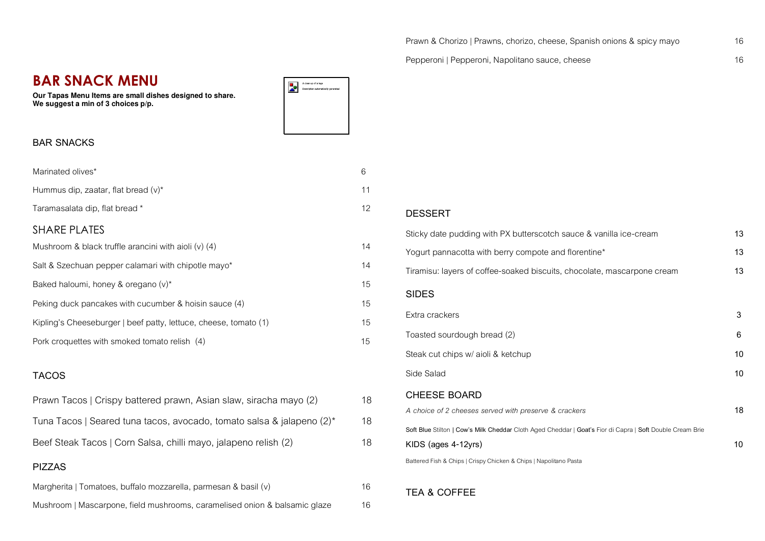# BAR SNACK MENU

**Our Tapas Menu Items are small dishes designed to share.**
**We suggest a min of 3 choices p/p.**

## BAR SNACKS

| Item | Price |
|---|---|
| Marinated olives* | 6 |
| Hummus dip, zaatar, flat bread (v)* | 11 |
| Taramasalata dip, flat bread * | 12 |

## SHARE PLATES

| Item | Price |
|---|---|
| Mushroom & black truffle arancini with aioli (v) (4) | 14 |
| Salt & Szechuan pepper calamari with chipotle mayo* | 14 |
| Baked haloumi, honey & oregano (v)* | 15 |
| Peking duck pancakes with cucumber & hoisin sauce (4) | 15 |
| Kipling's Cheeseburger \| beef patty, lettuce, cheese, tomato (1) | 15 |
| Pork croquettes with smoked tomato relish (4) | 15 |

## TACOS

| Item | Price |
|---|---|
| Prawn Tacos \| Crispy battered prawn, Asian slaw, siracha mayo (2) | 18 |
| Tuna Tacos \| Seared tuna tacos, avocado, tomato salsa & jalapeno (2)* | 18 |
| Beef Steak Tacos \| Corn Salsa, chilli mayo, jalapeno relish (2) | 18 |

## PIZZAS

| Item | Price |
|---|---|
| Margherita \| Tomatoes, buffalo mozzarella, parmesan & basil (v) | 16 |
| Mushroom \| Mascarpone, field mushrooms, caramelised onion & balsamic glaze | 16 |
| Prawn & Chorizo \| Prawns, chorizo, cheese, Spanish onions & spicy mayo | 16 |
| Pepperoni \| Pepperoni, Napolitano sauce, cheese | 16 |

## DESSERT

| Item | Price |
|---|---|
| Sticky date pudding with PX butterscotch sauce & vanilla ice-cream | 13 |
| Yogurt pannacotta with berry compote and florentine* | 13 |
| Tiramisu: layers of coffee-soaked biscuits, chocolate, mascarpone cream | 13 |

## SIDES

| Item | Price |
|---|---|
| Extra crackers | 3 |
| Toasted sourdough bread (2) | 6 |
| Steak cut chips w/ aioli & ketchup | 10 |
| Side Salad | 10 |

## CHEESE BOARD

*A choice of 2 cheeses served with preserve & crackers* 18

**Soft Blue** Stilton | **Cow's Milk Cheddar** Cloth Aged Cheddar | **Goat's** Fior di Capra | **Soft** Double Cream Brie

## KIDS (ages 4-12yrs) 10

Battered Fish & Chips | Crispy Chicken & Chips | Napolitano Pasta

## TEA & COFFEE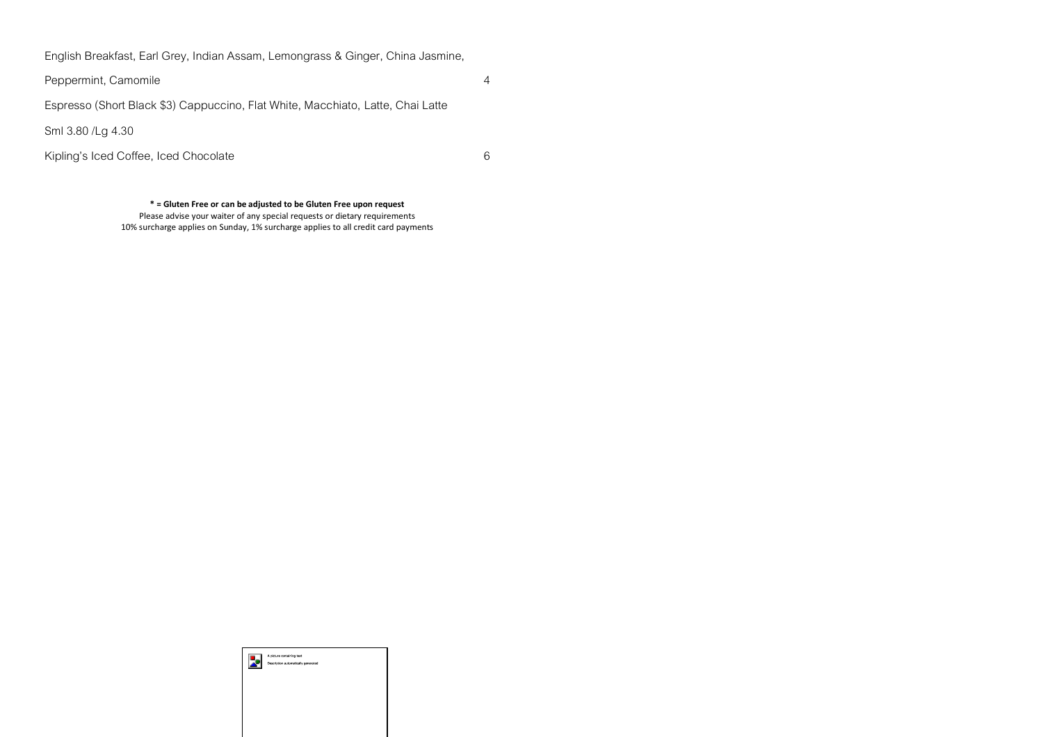English Breakfast, Earl Grey, Indian Assam, Lemongrass & Ginger, China Jasmine,

Peppermint, Camomile 4

Espresso (Short Black $3) Cappuccino, Flat White, Macchiato, Latte, Chai Latte

Sml 3.80 /Lg 4.30

Kipling's Iced Coffee, Iced Chocolate 6

**\* = Gluten Free or can be adjusted to be Gluten Free upon request**

Please advise your waiter of any special requests or dietary requirements

10% surcharge applies on Sunday, 1% surcharge applies to all credit card payments